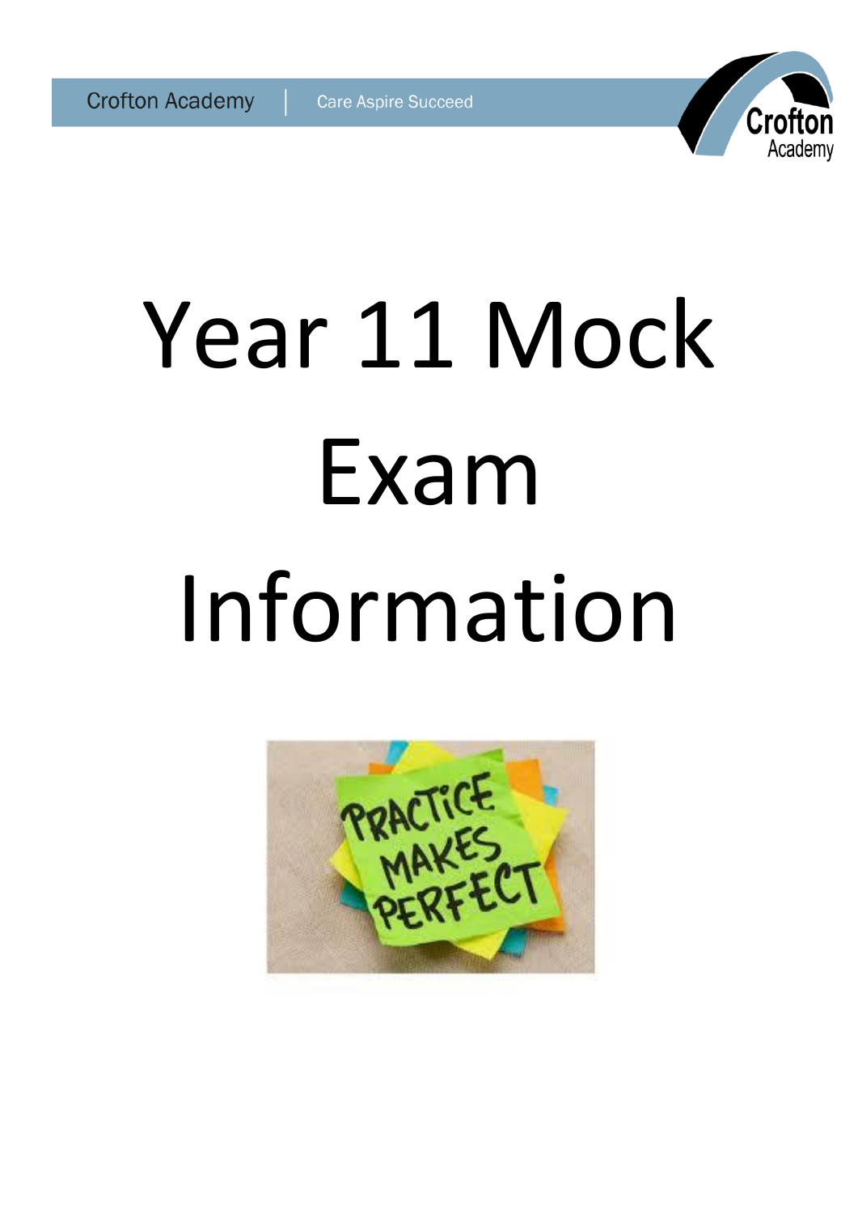# Year 11 Mock Exam Information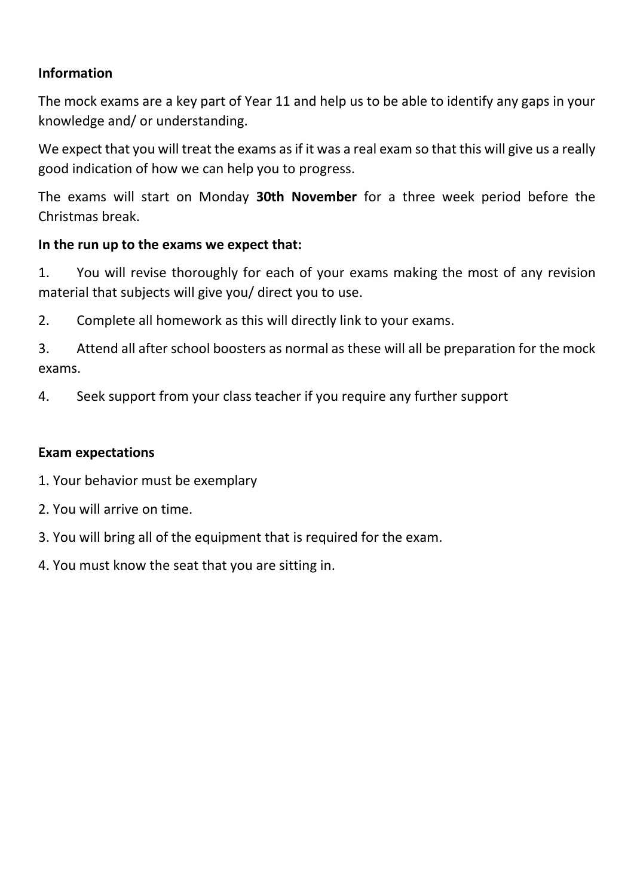**Information**

The mock exams are a key part of Year 11 and help us to be able to identify any gaps in your knowledge and/ or understanding.

We expect that you will treat the exams as if it was a real exam so that this will give us a really good indication of how we can help you to progress.

The exams will start on Monday **30th November** for a three week period before the Christmas break.

**In the run up to the exams we expect that:**

1. You will revise thoroughly for each of your exams making the most of any revision material that subjects will give you/ direct you to use.
2. Complete all homework as this will directly link to your exams.
3. Attend all after school boosters as normal as these will all be preparation for the mock exams.
4. Seek support from your class teacher if you require any further support

**Exam expectations**

1. Your behavior must be exemplary
2. You will arrive on time.
3. You will bring all of the equipment that is required for the exam.
4. You must know the seat that you are sitting in.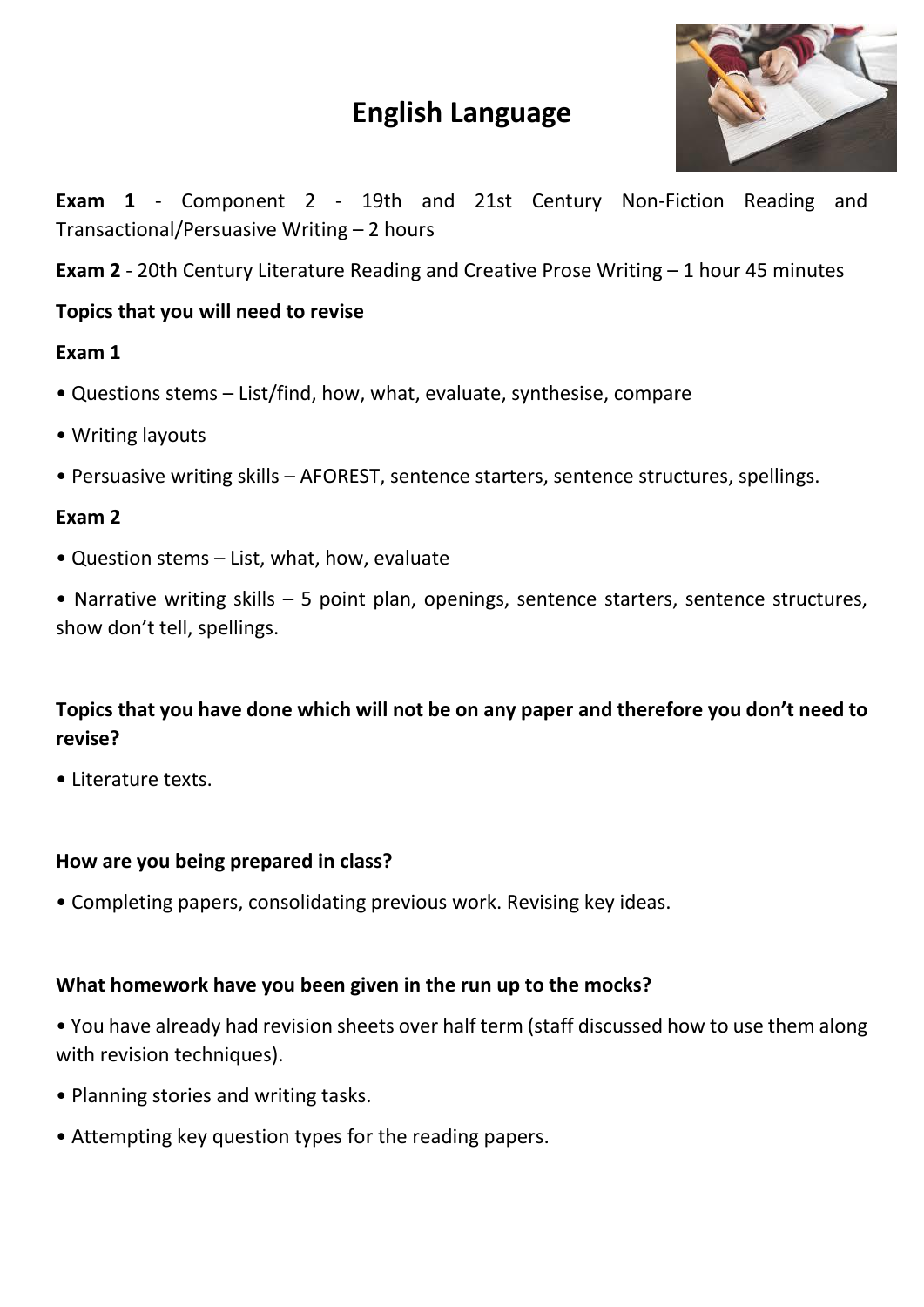# English Language

**Exam 1** - Component 2 - 19th and 21st Century Non-Fiction Reading and Transactional/Persuasive Writing – 2 hours

**Exam 2** - 20th Century Literature Reading and Creative Prose Writing – 1 hour 45 minutes

**Topics that you will need to revise**

**Exam 1**

- Questions stems – List/find, how, what, evaluate, synthesise, compare
- Writing layouts
- Persuasive writing skills – AFOREST, sentence starters, sentence structures, spellings.

**Exam 2**

- Question stems – List, what, how, evaluate
- Narrative writing skills – 5 point plan, openings, sentence starters, sentence structures, show don't tell, spellings.

**Topics that you have done which will not be on any paper and therefore you don't need to revise?**

- Literature texts.

**How are you being prepared in class?**

- Completing papers, consolidating previous work. Revising key ideas.

**What homework have you been given in the run up to the mocks?**

- You have already had revision sheets over half term (staff discussed how to use them along with revision techniques).
- Planning stories and writing tasks.
- Attempting key question types for the reading papers.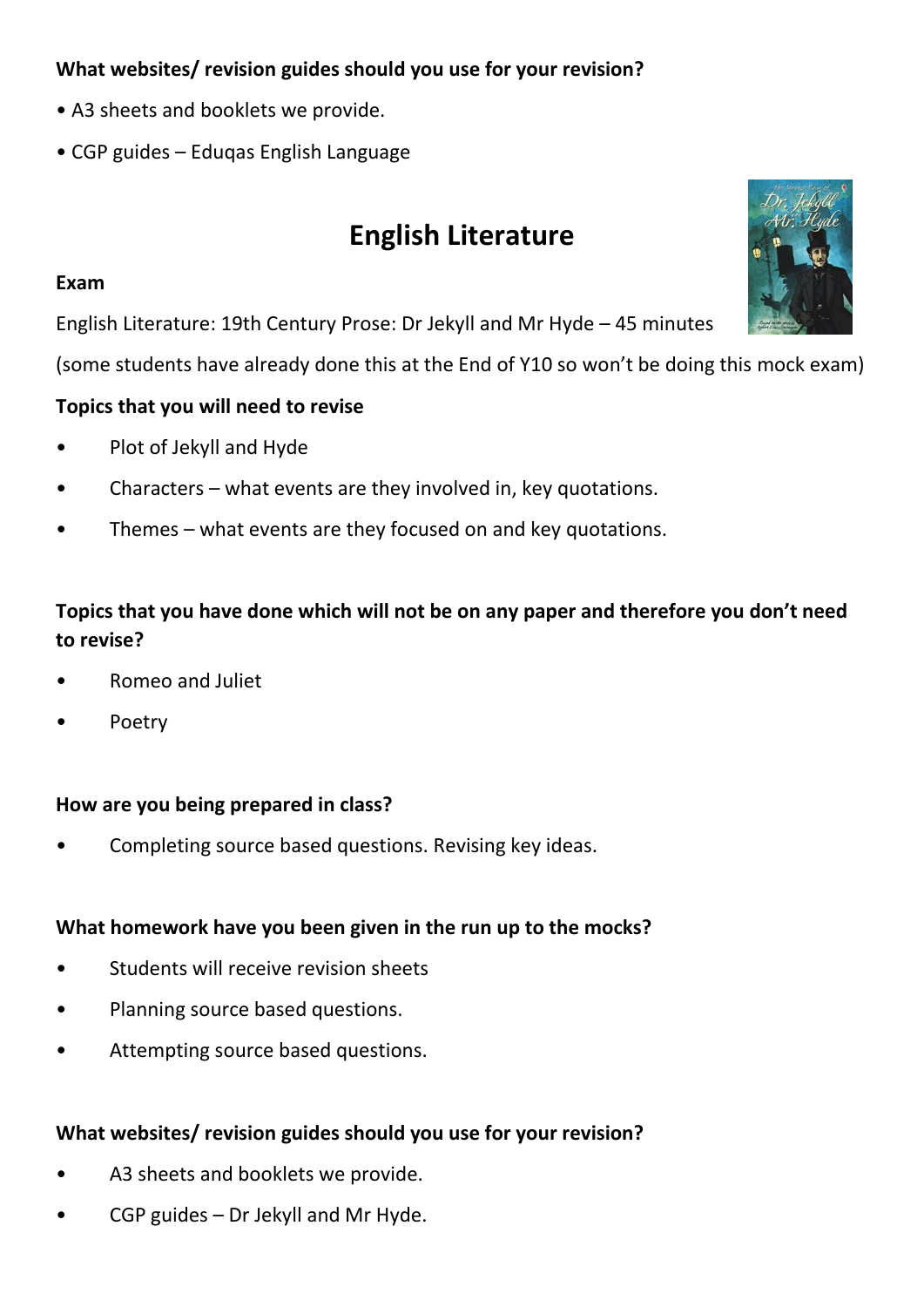**What websites/ revision guides should you use for your revision?**

- A3 sheets and booklets we provide.
- CGP guides – Eduqas English Language

# English Literature

**Exam**

English Literature: 19th Century Prose: Dr Jekyll and Mr Hyde – 45 minutes

(some students have already done this at the End of Y10 so won't be doing this mock exam)

**Topics that you will need to revise**

- Plot of Jekyll and Hyde
- Characters – what events are they involved in, key quotations.
- Themes – what events are they focused on and key quotations.

**Topics that you have done which will not be on any paper and therefore you don't need to revise?**

- Romeo and Juliet
- Poetry

**How are you being prepared in class?**

- Completing source based questions. Revising key ideas.

**What homework have you been given in the run up to the mocks?**

- Students will receive revision sheets
- Planning source based questions.
- Attempting source based questions.

**What websites/ revision guides should you use for your revision?**

- A3 sheets and booklets we provide.
- CGP guides – Dr Jekyll and Mr Hyde.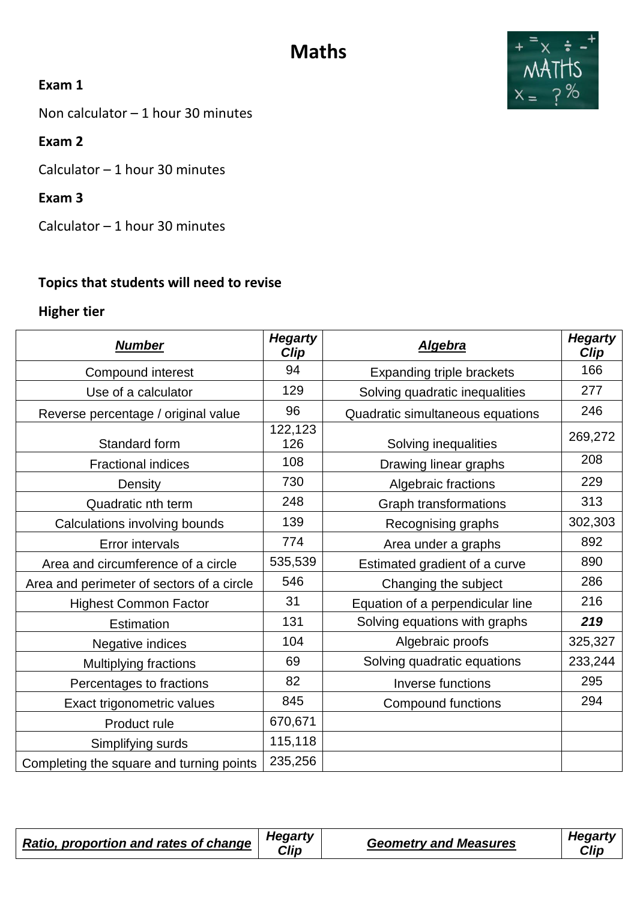# Maths

**Exam 1**

Non calculator – 1 hour 30 minutes

**Exam 2**

Calculator – 1 hour 30 minutes

**Exam 3**

Calculator – 1 hour 30 minutes

**Topics that students will need to revise**

**Higher tier**

| ***Number*** | ***Hegarty Clip*** | ***Algebra*** | ***Hegarty Clip*** |
|---|---|---|---|
| Compound interest | 94 | Expanding triple brackets | 166 |
| Use of a calculator | 129 | Solving quadratic inequalities | 277 |
| Reverse percentage / original value | 96 | Quadratic simultaneous equations | 246 |
| Standard form | 122,123 126 | Solving inequalities | 269,272 |
| Fractional indices | 108 | Drawing linear graphs | 208 |
| Density | 730 | Algebraic fractions | 229 |
| Quadratic nth term | 248 | Graph transformations | 313 |
| Calculations involving bounds | 139 | Recognising graphs | 302,303 |
| Error intervals | 774 | Area under a graphs | 892 |
| Area and circumference of a circle | 535,539 | Estimated gradient of a curve | 890 |
| Area and perimeter of sectors of a circle | 546 | Changing the subject | 286 |
| Highest Common Factor | 31 | Equation of a perpendicular line | 216 |
| Estimation | 131 | Solving equations with graphs | ***219*** |
| Negative indices | 104 | Algebraic proofs | 325,327 |
| Multiplying fractions | 69 | Solving quadratic equations | 233,244 |
| Percentages to fractions | 82 | Inverse functions | 295 |
| Exact trigonometric values | 845 | Compound functions | 294 |
| Product rule | 670,671 | | |
| Simplifying surds | 115,118 | | |
| Completing the square and turning points | 235,256 | | |

| ***Ratio, proportion and rates of change*** | ***Hegarty Clip*** | ***Geometry and Measures*** | ***Hegarty Clip*** |
|---|---|---|---|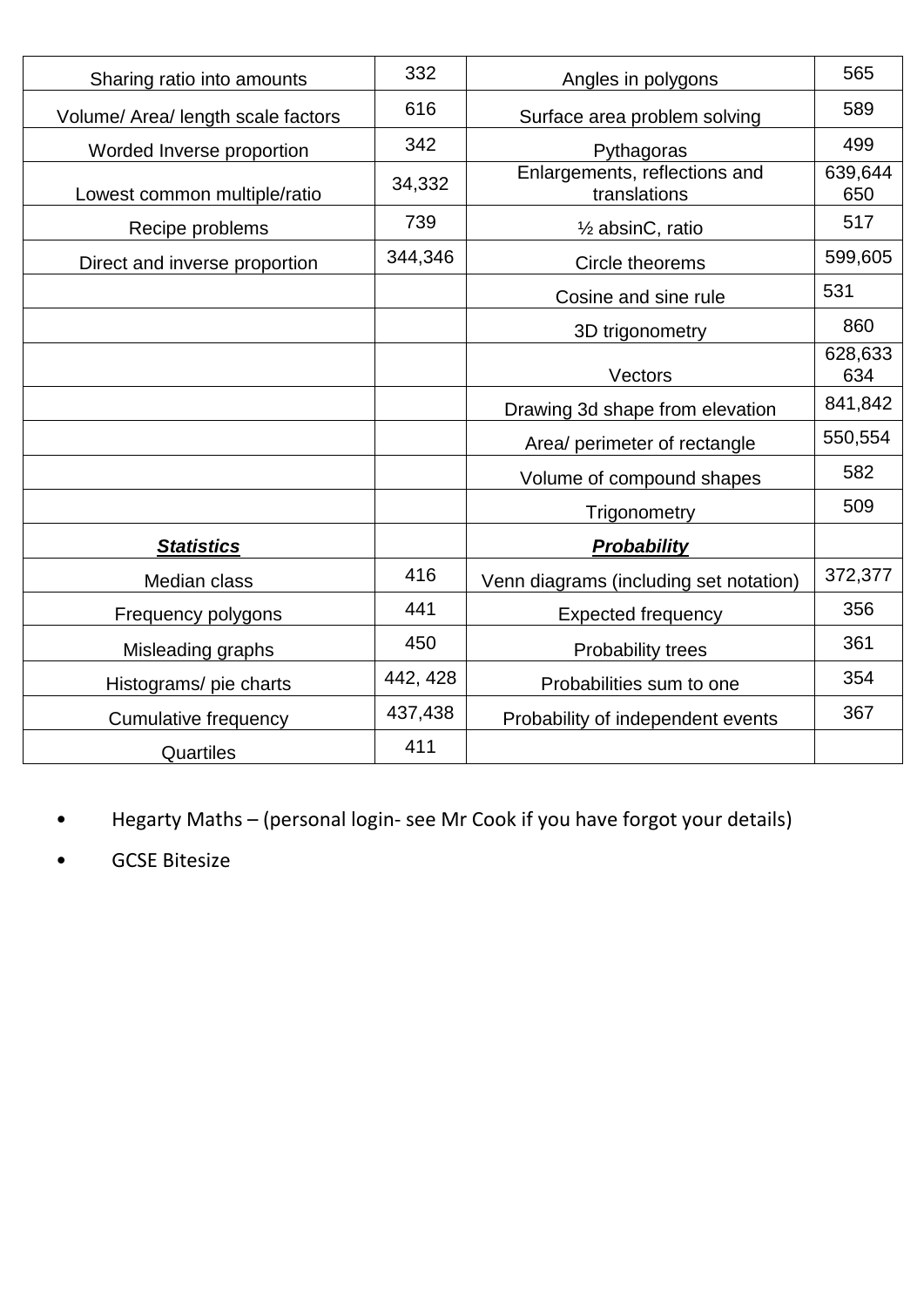| Sharing ratio into amounts | 332 | Angles in polygons | 565 |
|---|---|---|---|
| Volume/ Area/ length scale factors | 616 | Surface area problem solving | 589 |
| Worded Inverse proportion | 342 | Pythagoras | 499 |
| Lowest common multiple/ratio | 34,332 | Enlargements, reflections and translations | 639,644 650 |
| Recipe problems | 739 | ½ absinC, ratio | 517 |
| Direct and inverse proportion | 344,346 | Circle theorems | 599,605 |
| | | Cosine and sine rule | 531 |
| | | 3D trigonometry | 860 |
| | | Vectors | 628,633 634 |
| | | Drawing 3d shape from elevation | 841,842 |
| | | Area/ perimeter of rectangle | 550,554 |
| | | Volume of compound shapes | 582 |
| | | Trigonometry | 509 |
| ***Statistics*** | | ***Probability*** | |
| Median class | 416 | Venn diagrams (including set notation) | 372,377 |
| Frequency polygons | 441 | Expected frequency | 356 |
| Misleading graphs | 450 | Probability trees | 361 |
| Histograms/ pie charts | 442, 428 | Probabilities sum to one | 354 |
| Cumulative frequency | 437,438 | Probability of independent events | 367 |
| Quartiles | 411 | | |

- Hegarty Maths – (personal login- see Mr Cook if you have forgot your details)
- GCSE Bitesize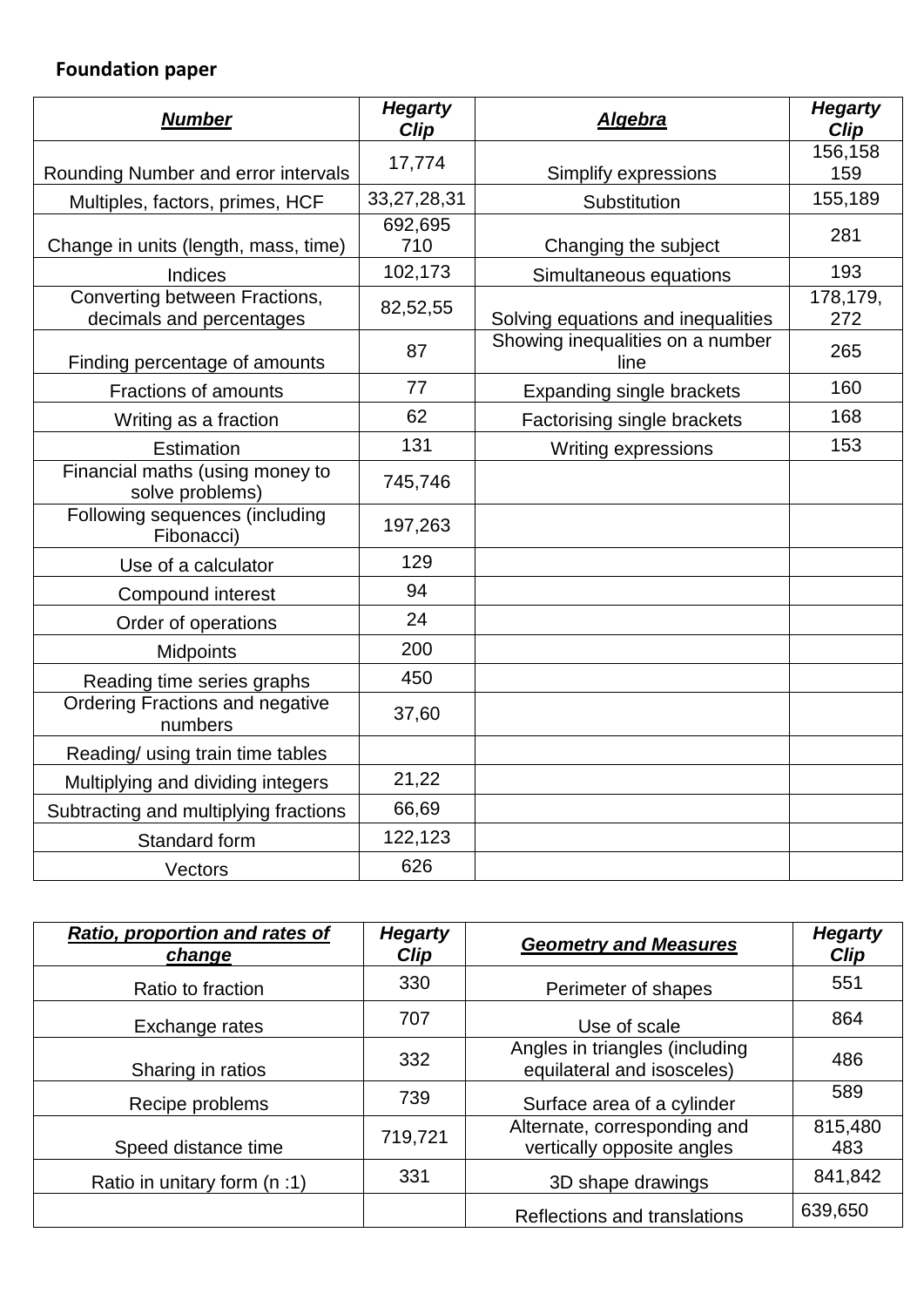**Foundation paper**

| ***Number*** | ***Hegarty Clip*** | ***Algebra*** | ***Hegarty Clip*** |
|---|---|---|---|
| Rounding Number and error intervals | 17,774 | Simplify expressions | 156,158 159 |
| Multiples, factors, primes, HCF | 33,27,28,31 | Substitution | 155,189 |
| Change in units (length, mass, time) | 692,695 710 | Changing the subject | 281 |
| Indices | 102,173 | Simultaneous equations | 193 |
| Converting between Fractions, decimals and percentages | 82,52,55 | Solving equations and inequalities | 178,179, 272 |
| Finding percentage of amounts | 87 | Showing inequalities on a number line | 265 |
| Fractions of amounts | 77 | Expanding single brackets | 160 |
| Writing as a fraction | 62 | Factorising single brackets | 168 |
| Estimation | 131 | Writing expressions | 153 |
| Financial maths (using money to solve problems) | 745,746 | | |
| Following sequences (including Fibonacci) | 197,263 | | |
| Use of a calculator | 129 | | |
| Compound interest | 94 | | |
| Order of operations | 24 | | |
| Midpoints | 200 | | |
| Reading time series graphs | 450 | | |
| Ordering Fractions and negative numbers | 37,60 | | |
| Reading/ using train time tables | | | |
| Multiplying and dividing integers | 21,22 | | |
| Subtracting and multiplying fractions | 66,69 | | |
| Standard form | 122,123 | | |
| Vectors | 626 | | |

| ***Ratio, proportion and rates of change*** | ***Hegarty Clip*** | ***Geometry and Measures*** | ***Hegarty Clip*** |
|---|---|---|---|
| Ratio to fraction | 330 | Perimeter of shapes | 551 |
| Exchange rates | 707 | Use of scale | 864 |
| Sharing in ratios | 332 | Angles in triangles (including equilateral and isosceles) | 486 |
| Recipe problems | 739 | Surface area of a cylinder | 589 |
| Speed distance time | 719,721 | Alternate, corresponding and vertically opposite angles | 815,480 483 |
| Ratio in unitary form (n :1) | 331 | 3D shape drawings | 841,842 |
| | | Reflections and translations | 639,650 |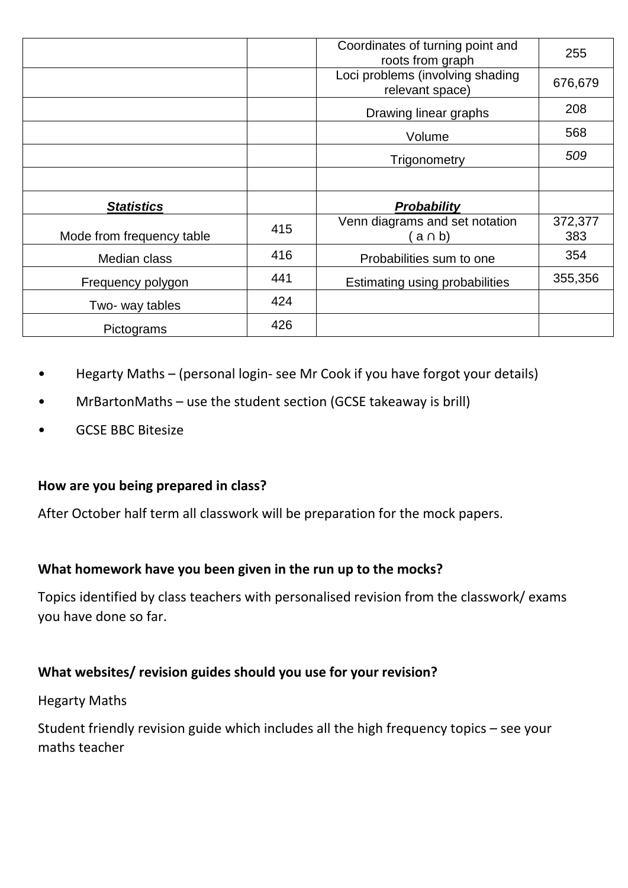| | | Coordinates of turning point and roots from graph | 255 |
|---|---|---|---|
| | | Loci problems (involving shading relevant space) | 676,679 |
| | | Drawing linear graphs | 208 |
| | | Volume | 568 |
| | | Trigonometry | *509* |
| | | | |
| ***Statistics*** | | ***Probability*** | |
| Mode from frequency table | 415 | Venn diagrams and set notation ( a ∩ b) | 372,377 383 |
| Median class | 416 | Probabilities sum to one | 354 |
| Frequency polygon | 441 | Estimating using probabilities | 355,356 |
| Two- way tables | 424 | | |
| Pictograms | 426 | | |

- Hegarty Maths – (personal login- see Mr Cook if you have forgot your details)
- MrBartonMaths – use the student section (GCSE takeaway is brill)
- GCSE BBC Bitesize

**How are you being prepared in class?**

After October half term all classwork will be preparation for the mock papers.

**What homework have you been given in the run up to the mocks?**

Topics identified by class teachers with personalised revision from the classwork/ exams you have done so far.

**What websites/ revision guides should you use for your revision?**

Hegarty Maths

Student friendly revision guide which includes all the high frequency topics – see your maths teacher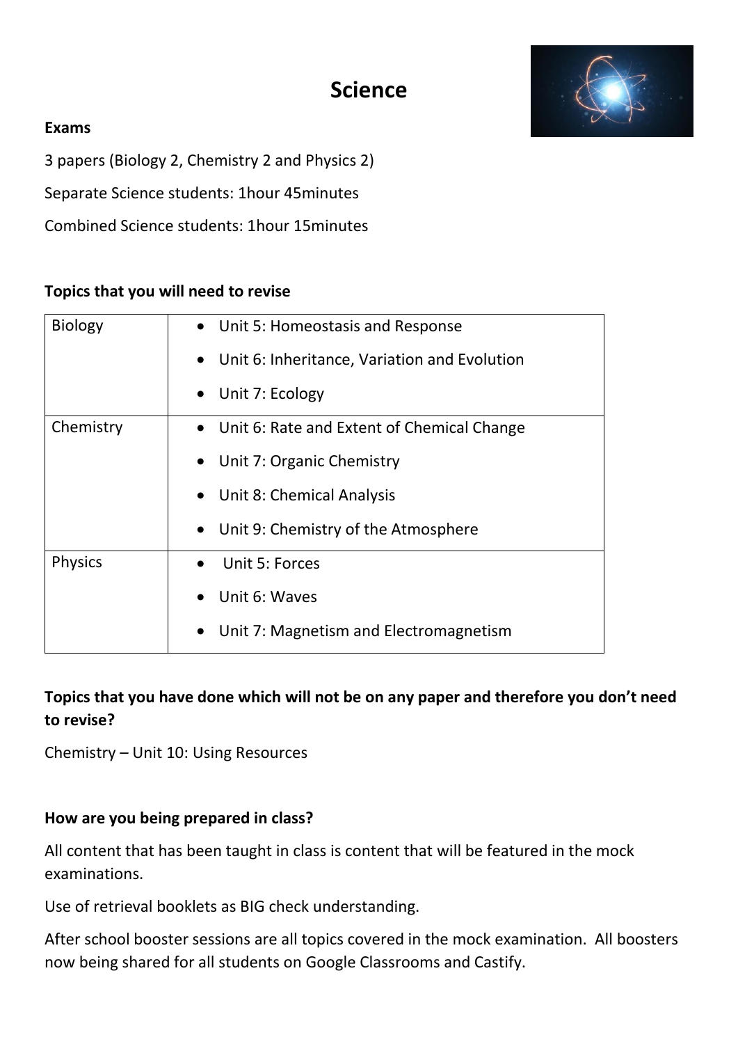# Science

**Exams**

3 papers (Biology 2, Chemistry 2 and Physics 2)

Separate Science students: 1hour 45minutes

Combined Science students: 1hour 15minutes

**Topics that you will need to revise**

| | |
|---|---|
| Biology | • Unit 5: Homeostasis and Response<br>• Unit 6: Inheritance, Variation and Evolution<br>• Unit 7: Ecology |
| Chemistry | • Unit 6: Rate and Extent of Chemical Change<br>• Unit 7: Organic Chemistry<br>• Unit 8: Chemical Analysis<br>• Unit 9: Chemistry of the Atmosphere |
| Physics | • Unit 5: Forces<br>• Unit 6: Waves<br>• Unit 7: Magnetism and Electromagnetism |

**Topics that you have done which will not be on any paper and therefore you don't need to revise?**

Chemistry – Unit 10: Using Resources

**How are you being prepared in class?**

All content that has been taught in class is content that will be featured in the mock examinations.

Use of retrieval booklets as BIG check understanding.

After school booster sessions are all topics covered in the mock examination. All boosters now being shared for all students on Google Classrooms and Castify.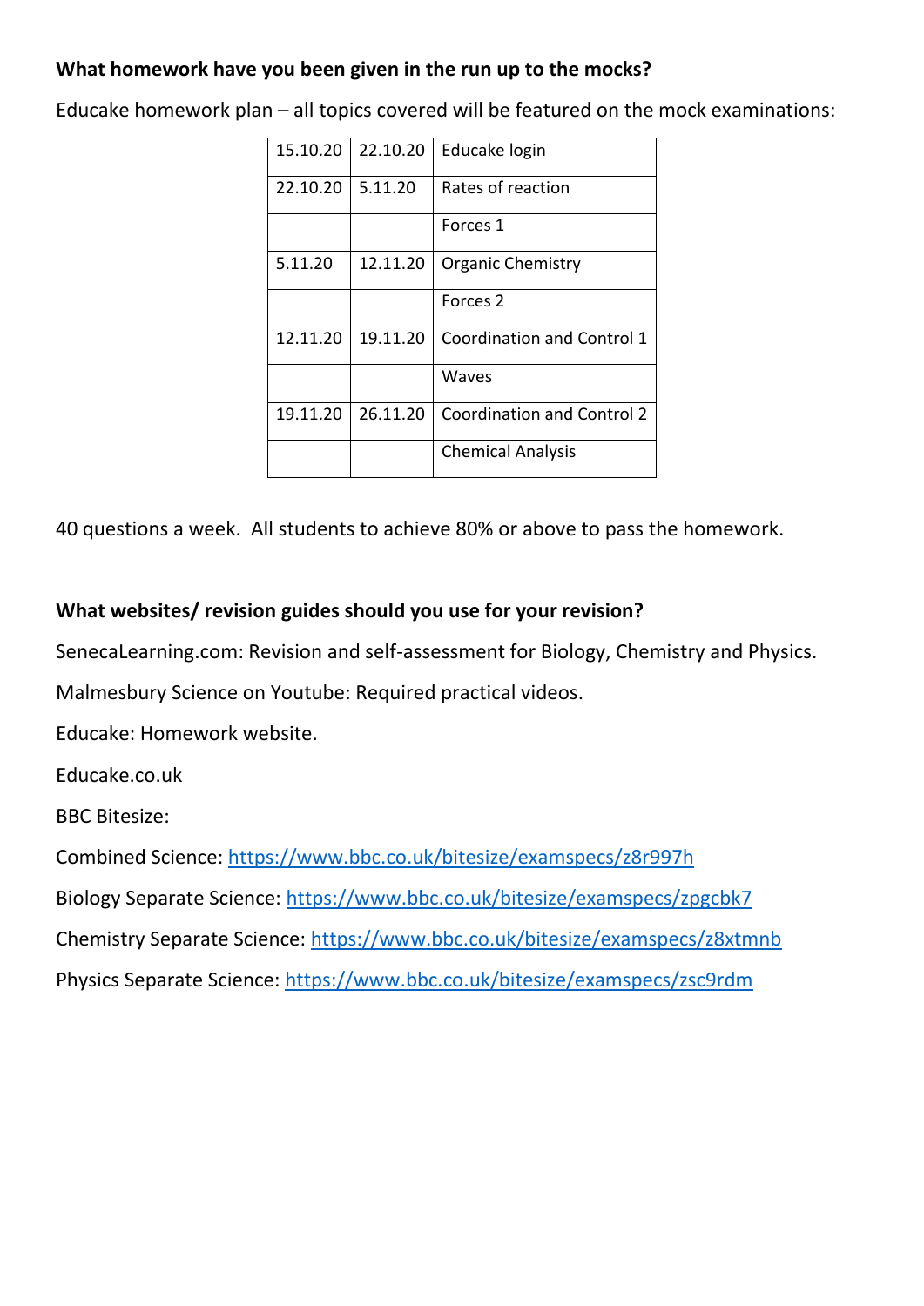**What homework have you been given in the run up to the mocks?**

Educake homework plan – all topics covered will be featured on the mock examinations:

| | | |
|---|---|---|
| 15.10.20 | 22.10.20 | Educake login |
| 22.10.20 | 5.11.20 | Rates of reaction |
| | | Forces 1 |
| 5.11.20 | 12.11.20 | Organic Chemistry |
| | | Forces 2 |
| 12.11.20 | 19.11.20 | Coordination and Control 1 |
| | | Waves |
| 19.11.20 | 26.11.20 | Coordination and Control 2 |
| | | Chemical Analysis |

40 questions a week. All students to achieve 80% or above to pass the homework.

**What websites/ revision guides should you use for your revision?**

SenecaLearning.com: Revision and self-assessment for Biology, Chemistry and Physics.

Malmesbury Science on Youtube: Required practical videos.

Educake: Homework website.

Educake.co.uk

BBC Bitesize:

Combined Science: https://www.bbc.co.uk/bitesize/examspecs/z8r997h

Biology Separate Science: https://www.bbc.co.uk/bitesize/examspecs/zpgcbk7

Chemistry Separate Science: https://www.bbc.co.uk/bitesize/examspecs/z8xtmnb

Physics Separate Science: https://www.bbc.co.uk/bitesize/examspecs/zsc9rdm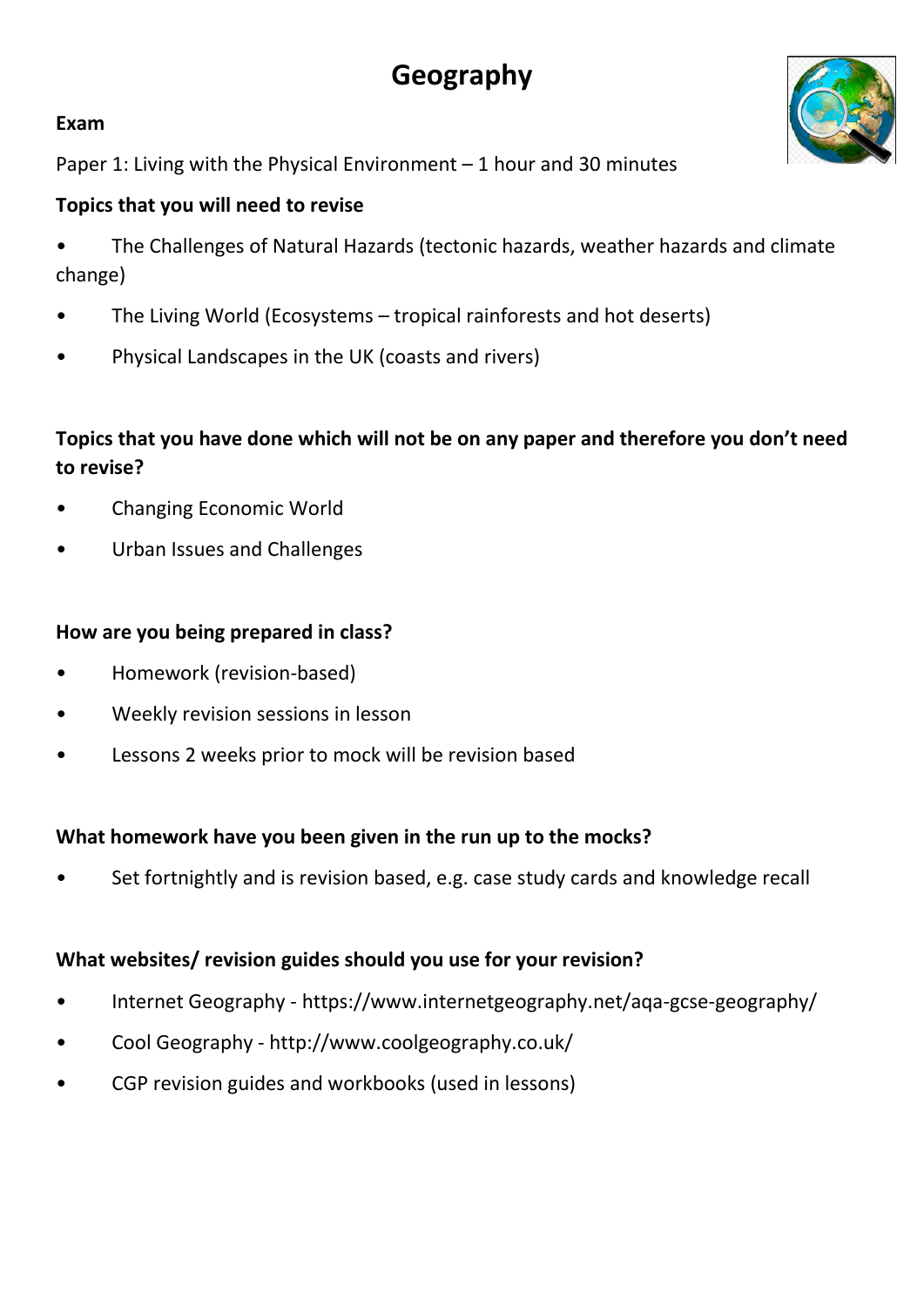# Geography

**Exam**

Paper 1: Living with the Physical Environment – 1 hour and 30 minutes

**Topics that you will need to revise**

- The Challenges of Natural Hazards (tectonic hazards, weather hazards and climate change)
- The Living World (Ecosystems – tropical rainforests and hot deserts)
- Physical Landscapes in the UK (coasts and rivers)

**Topics that you have done which will not be on any paper and therefore you don't need to revise?**

- Changing Economic World
- Urban Issues and Challenges

**How are you being prepared in class?**

- Homework (revision-based)
- Weekly revision sessions in lesson
- Lessons 2 weeks prior to mock will be revision based

**What homework have you been given in the run up to the mocks?**

- Set fortnightly and is revision based, e.g. case study cards and knowledge recall

**What websites/ revision guides should you use for your revision?**

- Internet Geography - https://www.internetgeography.net/aqa-gcse-geography/
- Cool Geography - http://www.coolgeography.co.uk/
- CGP revision guides and workbooks (used in lessons)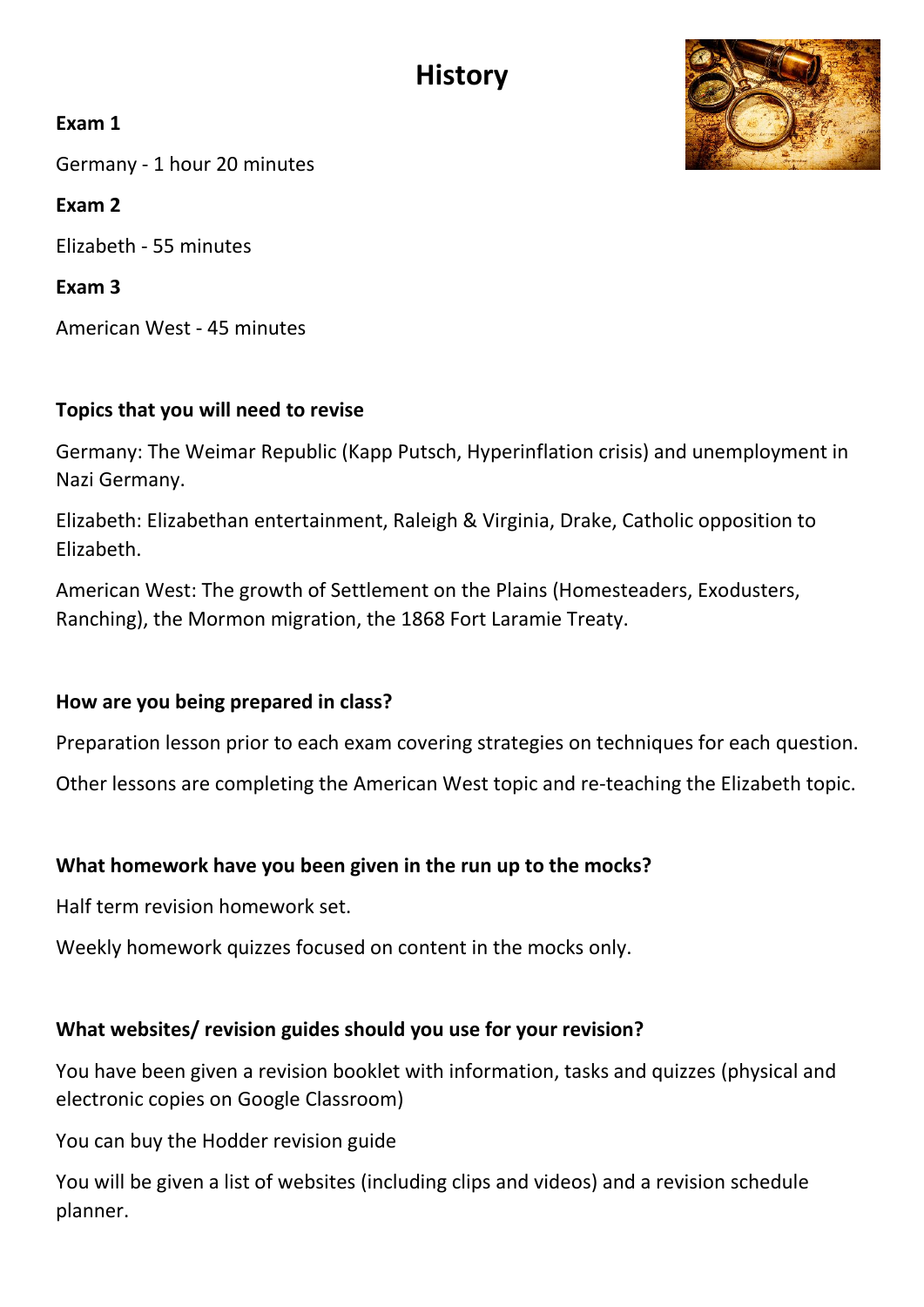# History

**Exam 1**

Germany - 1 hour 20 minutes

**Exam 2**

Elizabeth - 55 minutes

**Exam 3**

American West - 45 minutes

**Topics that you will need to revise**

Germany: The Weimar Republic (Kapp Putsch, Hyperinflation crisis) and unemployment in Nazi Germany.

Elizabeth: Elizabethan entertainment, Raleigh & Virginia, Drake, Catholic opposition to Elizabeth.

American West: The growth of Settlement on the Plains (Homesteaders, Exodusters, Ranching), the Mormon migration, the 1868 Fort Laramie Treaty.

**How are you being prepared in class?**

Preparation lesson prior to each exam covering strategies on techniques for each question.

Other lessons are completing the American West topic and re-teaching the Elizabeth topic.

**What homework have you been given in the run up to the mocks?**

Half term revision homework set.

Weekly homework quizzes focused on content in the mocks only.

**What websites/ revision guides should you use for your revision?**

You have been given a revision booklet with information, tasks and quizzes (physical and electronic copies on Google Classroom)

You can buy the Hodder revision guide

You will be given a list of websites (including clips and videos) and a revision schedule planner.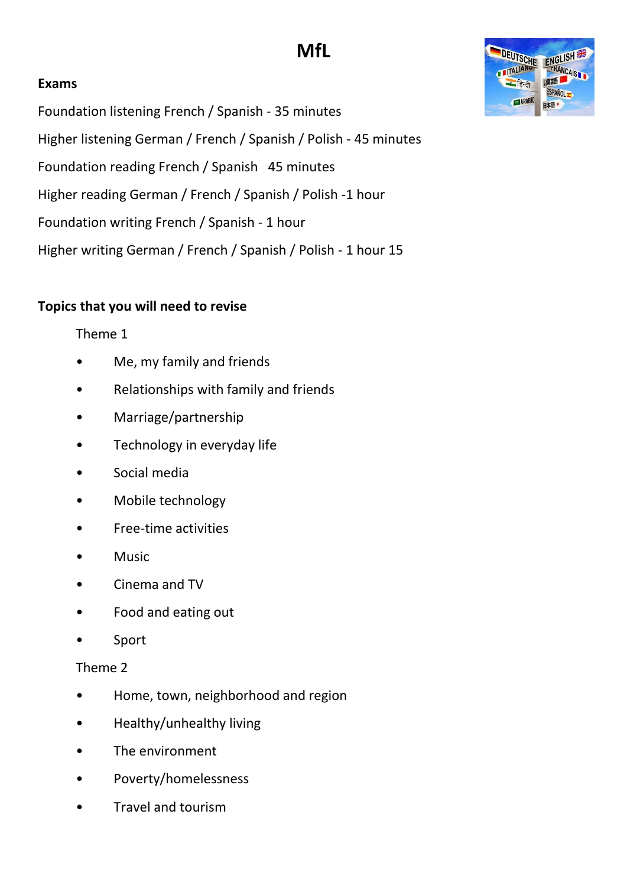# MfL

**Exams**

Foundation listening French / Spanish - 35 minutes

Higher listening German / French / Spanish / Polish - 45 minutes

Foundation reading French / Spanish   45 minutes

Higher reading German / French / Spanish / Polish -1 hour

Foundation writing French / Spanish - 1 hour

Higher writing German / French / Spanish / Polish - 1 hour 15

**Topics that you will need to revise**

Theme 1

- Me, my family and friends
- Relationships with family and friends
- Marriage/partnership
- Technology in everyday life
- Social media
- Mobile technology
- Free-time activities
- Music
- Cinema and TV
- Food and eating out
- Sport

Theme 2

- Home, town, neighborhood and region
- Healthy/unhealthy living
- The environment
- Poverty/homelessness
- Travel and tourism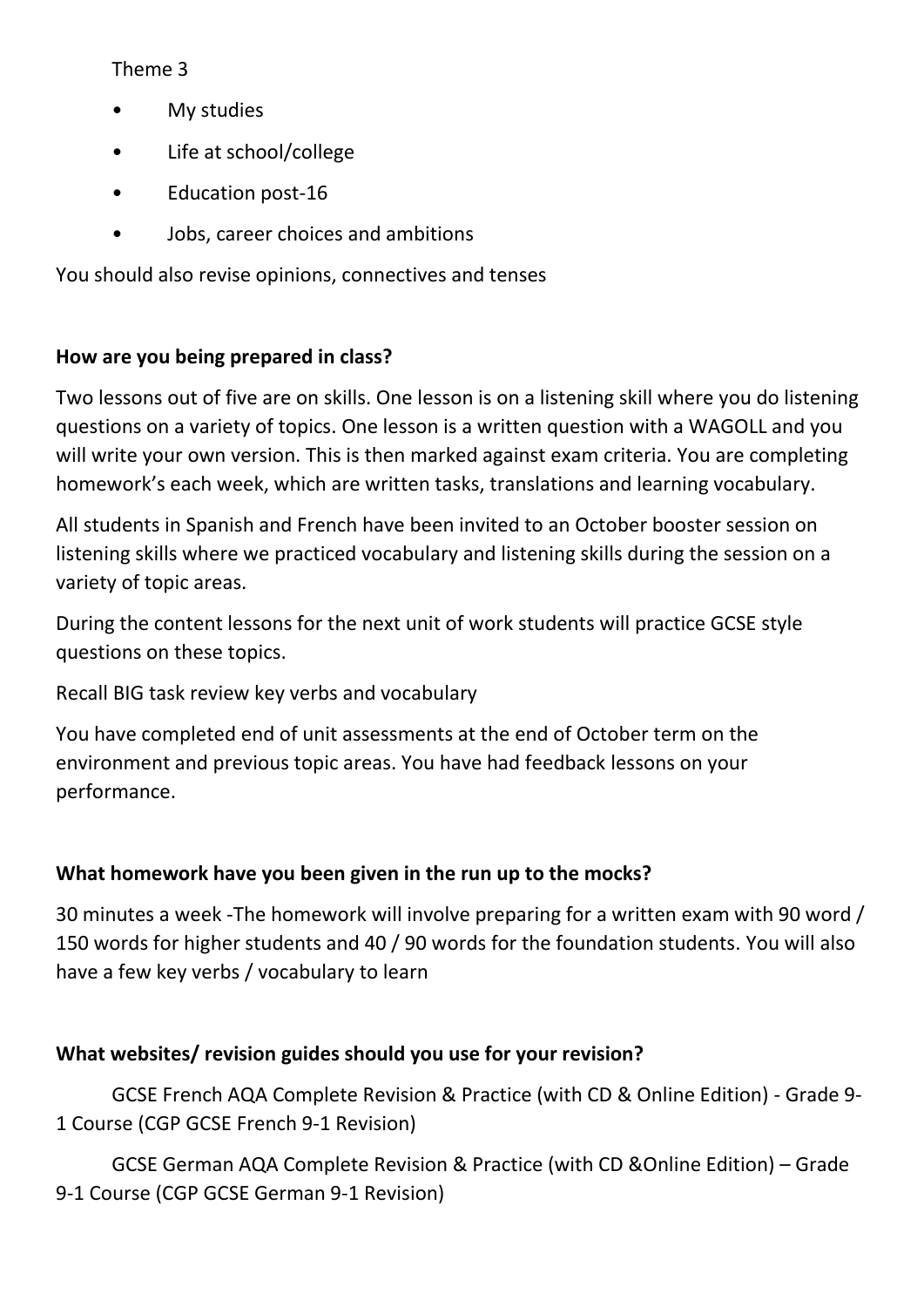Theme 3

- My studies
- Life at school/college
- Education post-16
- Jobs, career choices and ambitions

You should also revise opinions, connectives and tenses

**How are you being prepared in class?**

Two lessons out of five are on skills. One lesson is on a listening skill where you do listening questions on a variety of topics. One lesson is a written question with a WAGOLL and you will write your own version. This is then marked against exam criteria. You are completing homework's each week, which are written tasks, translations and learning vocabulary.

All students in Spanish and French have been invited to an October booster session on listening skills where we practiced vocabulary and listening skills during the session on a variety of topic areas.

During the content lessons for the next unit of work students will practice GCSE style questions on these topics.

Recall BIG task review key verbs and vocabulary

You have completed end of unit assessments at the end of October term on the environment and previous topic areas. You have had feedback lessons on your performance.

**What homework have you been given in the run up to the mocks?**

30 minutes a week -The homework will involve preparing for a written exam with 90 word / 150 words for higher students and 40 / 90 words for the foundation students. You will also have a few key verbs / vocabulary to learn

**What websites/ revision guides should you use for your revision?**

GCSE French AQA Complete Revision & Practice (with CD & Online Edition) - Grade 9-1 Course (CGP GCSE French 9-1 Revision)

GCSE German AQA Complete Revision & Practice (with CD &Online Edition) – Grade 9-1 Course (CGP GCSE German 9-1 Revision)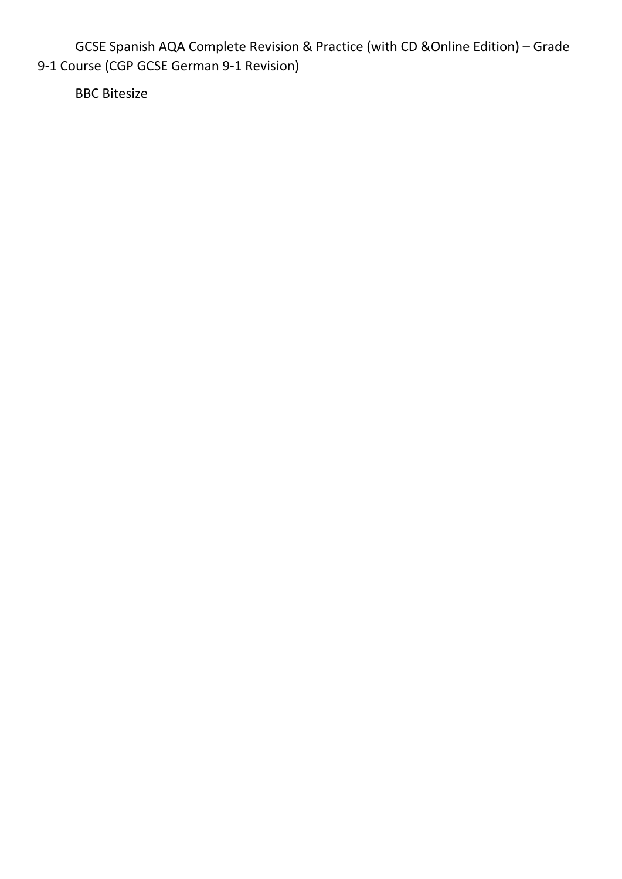GCSE Spanish AQA Complete Revision & Practice (with CD &Online Edition) – Grade 9-1 Course (CGP GCSE German 9-1 Revision)

BBC Bitesize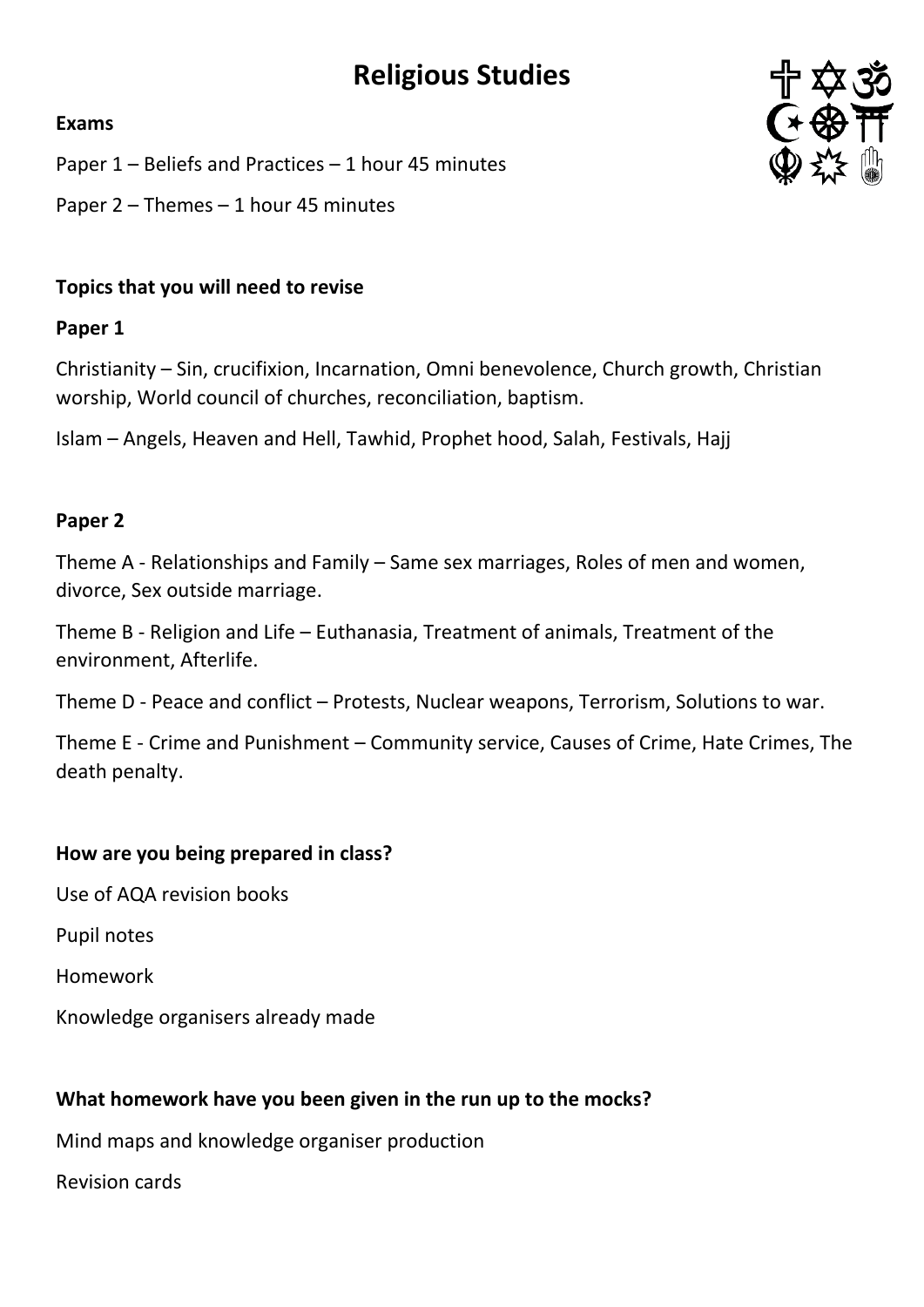# Religious Studies

**Exams**

Paper 1 – Beliefs and Practices – 1 hour 45 minutes

Paper 2 – Themes – 1 hour 45 minutes

**Topics that you will need to revise**

**Paper 1**

Christianity – Sin, crucifixion, Incarnation, Omni benevolence, Church growth, Christian worship, World council of churches, reconciliation, baptism.

Islam – Angels, Heaven and Hell, Tawhid, Prophet hood, Salah, Festivals, Hajj

**Paper 2**

Theme A - Relationships and Family – Same sex marriages, Roles of men and women, divorce, Sex outside marriage.

Theme B - Religion and Life – Euthanasia, Treatment of animals, Treatment of the environment, Afterlife.

Theme D - Peace and conflict – Protests, Nuclear weapons, Terrorism, Solutions to war.

Theme E - Crime and Punishment – Community service, Causes of Crime, Hate Crimes, The death penalty.

**How are you being prepared in class?**

Use of AQA revision books

Pupil notes

Homework

Knowledge organisers already made

**What homework have you been given in the run up to the mocks?**

Mind maps and knowledge organiser production

Revision cards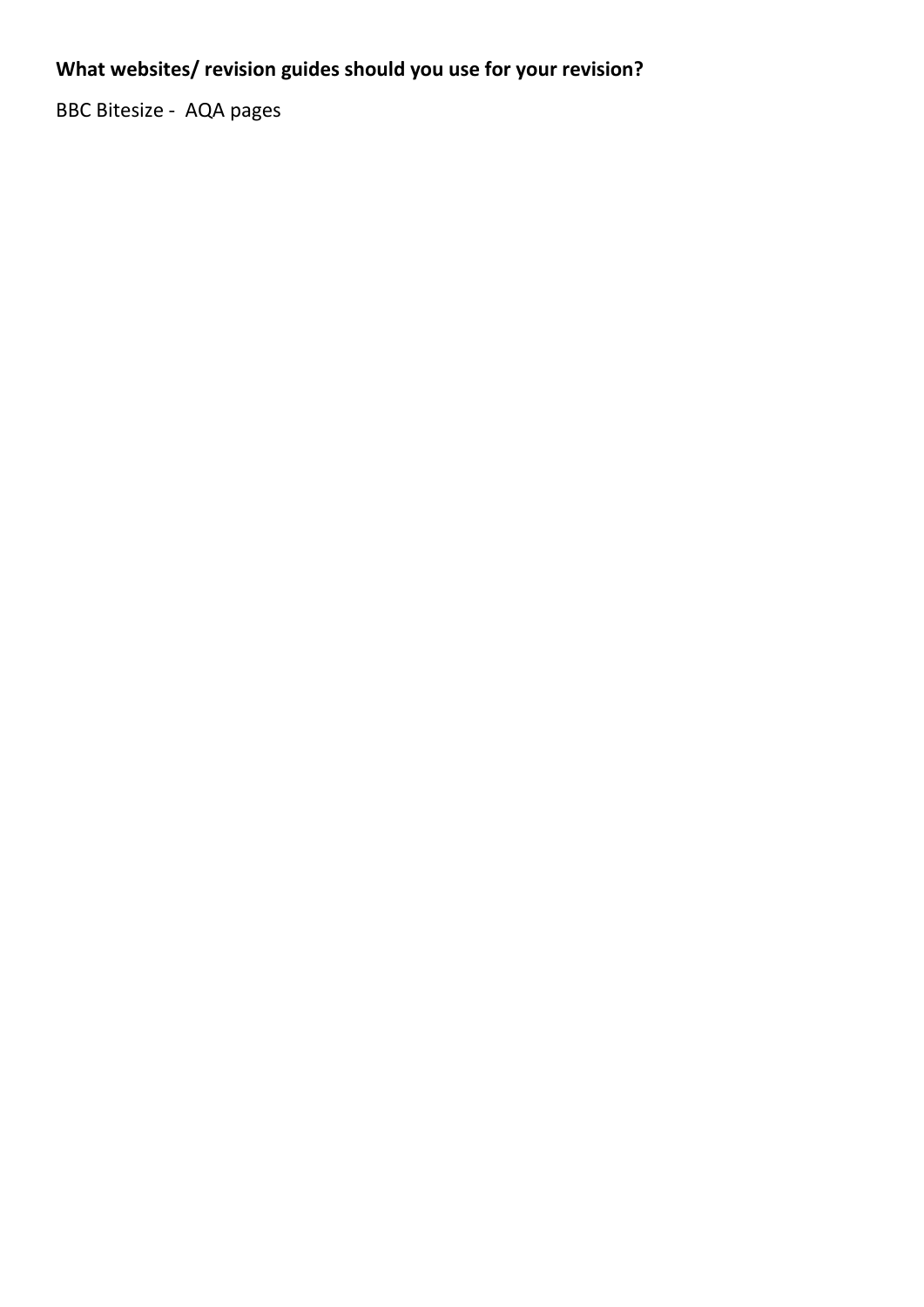**What websites/ revision guides should you use for your revision?**

BBC Bitesize - AQA pages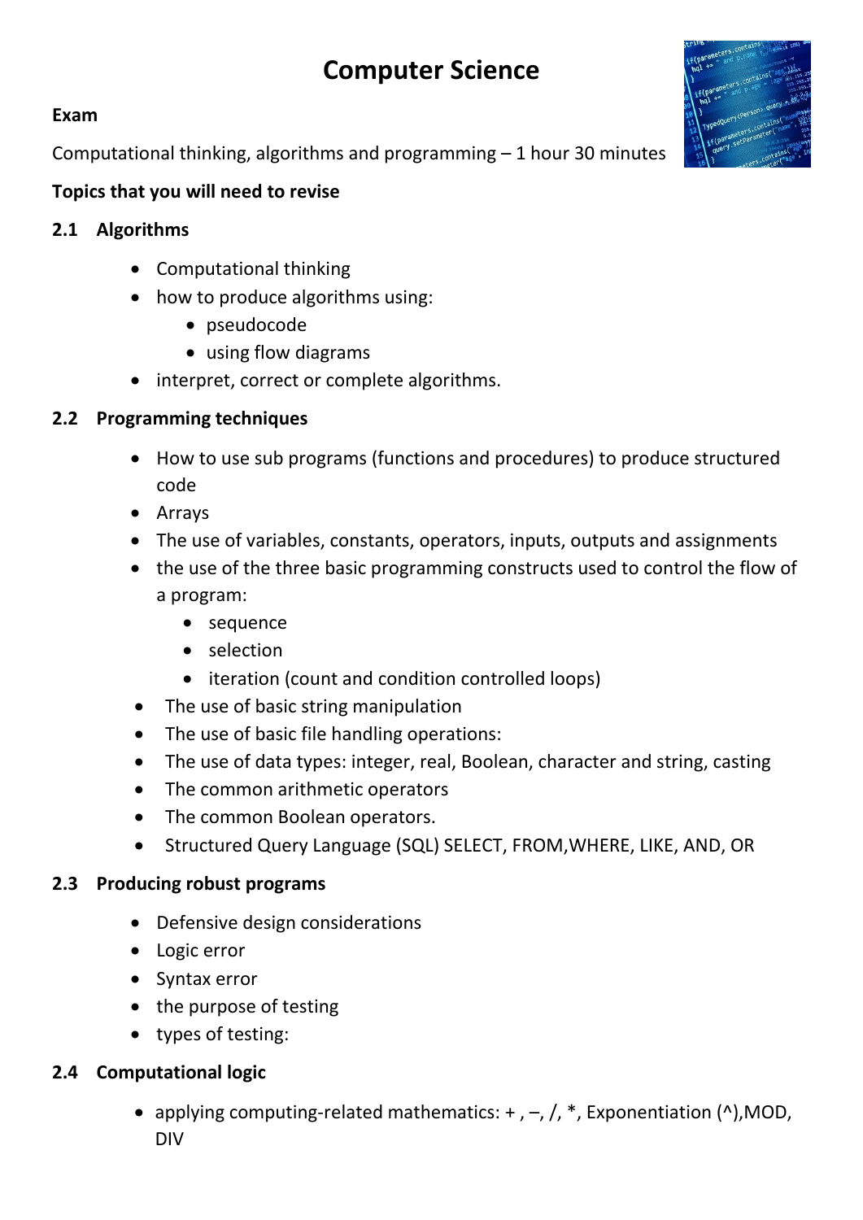# Computer Science

**Exam**

Computational thinking, algorithms and programming – 1 hour 30 minutes

**Topics that you will need to revise**

**2.1 Algorithms**

- Computational thinking
- how to produce algorithms using:
  - pseudocode
  - using flow diagrams
- interpret, correct or complete algorithms.

**2.2 Programming techniques**

- How to use sub programs (functions and procedures) to produce structured code
- Arrays
- The use of variables, constants, operators, inputs, outputs and assignments
- the use of the three basic programming constructs used to control the flow of a program:
  - sequence
  - selection
  - iteration (count and condition controlled loops)
- The use of basic string manipulation
- The use of basic file handling operations:
- The use of data types: integer, real, Boolean, character and string, casting
- The common arithmetic operators
- The common Boolean operators.
- Structured Query Language (SQL) SELECT, FROM,WHERE, LIKE, AND, OR

**2.3 Producing robust programs**

- Defensive design considerations
- Logic error
- Syntax error
- the purpose of testing
- types of testing:

**2.4 Computational logic**

- applying computing-related mathematics: + , –, /, *, Exponentiation (^),MOD, DIV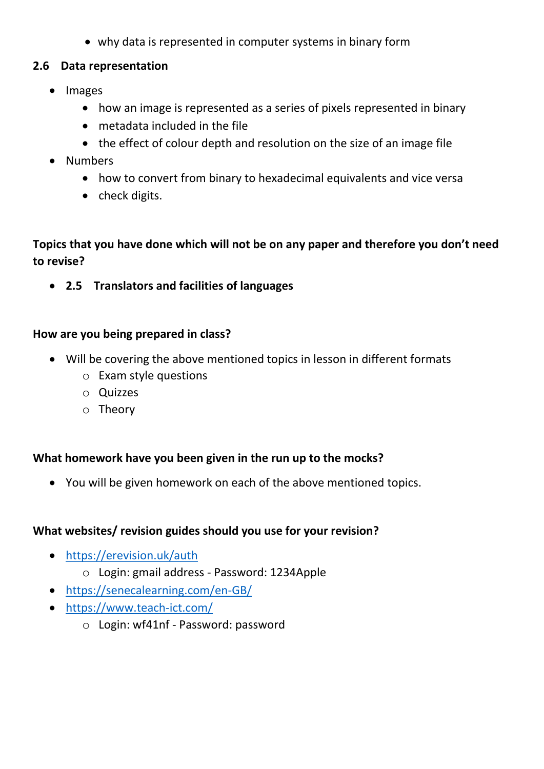- why data is represented in computer systems in binary form

**2.6 Data representation**

- Images
  - how an image is represented as a series of pixels represented in binary
  - metadata included in the file
  - the effect of colour depth and resolution on the size of an image file
- Numbers
  - how to convert from binary to hexadecimal equivalents and vice versa
  - check digits.

**Topics that you have done which will not be on any paper and therefore you don't need to revise?**

- **2.5 Translators and facilities of languages**

**How are you being prepared in class?**

- Will be covering the above mentioned topics in lesson in different formats
  - Exam style questions
  - Quizzes
  - Theory

**What homework have you been given in the run up to the mocks?**

- You will be given homework on each of the above mentioned topics.

**What websites/ revision guides should you use for your revision?**

- https://erevision.uk/auth
  - Login: gmail address - Password: 1234Apple
- https://senecalearning.com/en-GB/
- https://www.teach-ict.com/
  - Login: wf41nf - Password: password